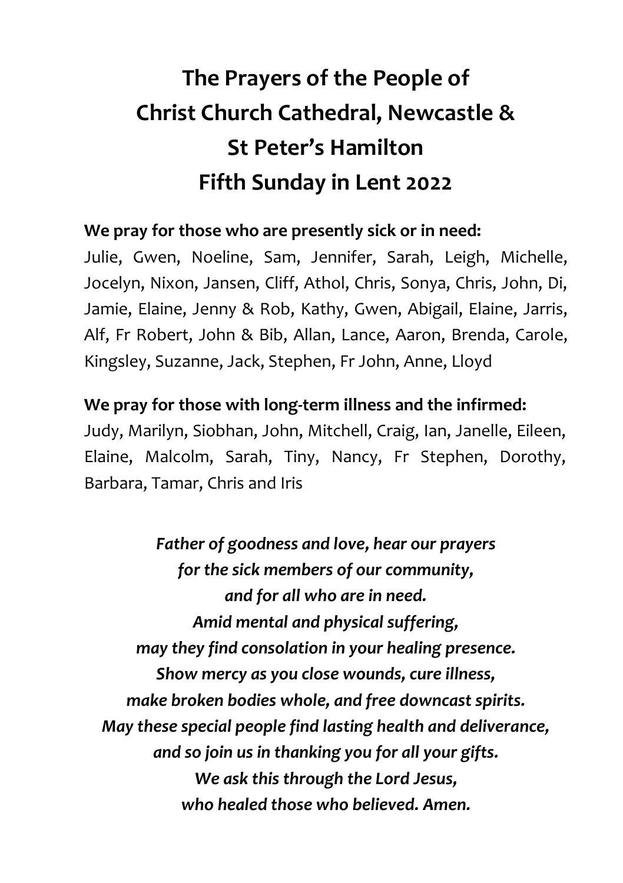# The Prayers of the People of Christ Church Cathedral, Newcastle & St Peter's Hamilton Fifth Sunday in Lent 2022

**We pray for those who are presently sick or in need:**
Julie, Gwen, Noeline, Sam, Jennifer, Sarah, Leigh, Michelle, Jocelyn, Nixon, Jansen, Cliff, Athol, Chris, Sonya, Chris, John, Di, Jamie, Elaine, Jenny & Rob, Kathy, Gwen, Abigail, Elaine, Jarris, Alf, Fr Robert, John & Bib, Allan, Lance, Aaron, Brenda, Carole, Kingsley, Suzanne, Jack, Stephen, Fr John, Anne, Lloyd

**We pray for those with long-term illness and the infirmed:**
Judy, Marilyn, Siobhan, John, Mitchell, Craig, Ian, Janelle, Eileen, Elaine, Malcolm, Sarah, Tiny, Nancy, Fr Stephen, Dorothy, Barbara, Tamar, Chris and Iris

***Father of goodness and love, hear our prayers***
***for the sick members of our community,***
***and for all who are in need.***
***Amid mental and physical suffering,***
***may they find consolation in your healing presence.***
***Show mercy as you close wounds, cure illness,***
***make broken bodies whole, and free downcast spirits.***
***May these special people find lasting health and deliverance,***
***and so join us in thanking you for all your gifts.***
***We ask this through the Lord Jesus,***
***who healed those who believed. Amen.***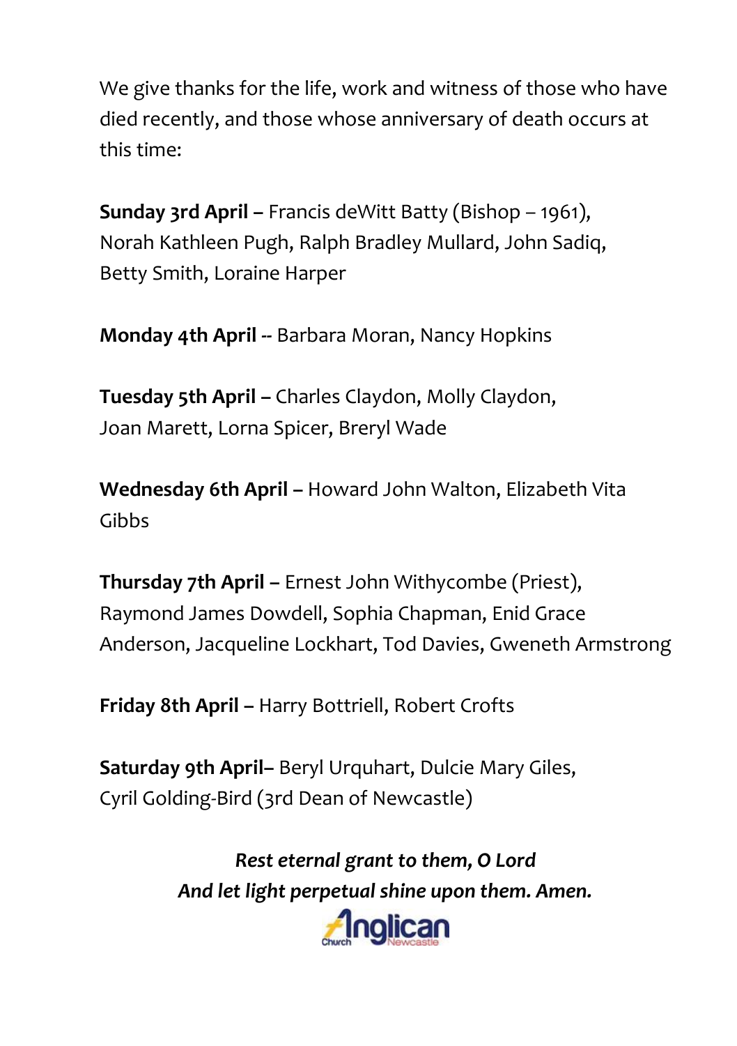We give thanks for the life, work and witness of those who have died recently, and those whose anniversary of death occurs at this time:

**Sunday 3rd April –** Francis deWitt Batty (Bishop – 1961), Norah Kathleen Pugh, Ralph Bradley Mullard, John Sadiq, Betty Smith, Loraine Harper

**Monday 4th April --** Barbara Moran, Nancy Hopkins

**Tuesday 5th April –** Charles Claydon, Molly Claydon, Joan Marett, Lorna Spicer, Breryl Wade

**Wednesday 6th April –** Howard John Walton, Elizabeth Vita Gibbs

**Thursday 7th April –** Ernest John Withycombe (Priest), Raymond James Dowdell, Sophia Chapman, Enid Grace Anderson, Jacqueline Lockhart, Tod Davies, Gweneth Armstrong

**Friday 8th April –** Harry Bottriell, Robert Crofts

**Saturday 9th April–** Beryl Urquhart, Dulcie Mary Giles, Cyril Golding-Bird (3rd Dean of Newcastle)

***Rest eternal grant to them, O Lord***
***And let light perpetual shine upon them. Amen.***

Anglican Church Newcastle